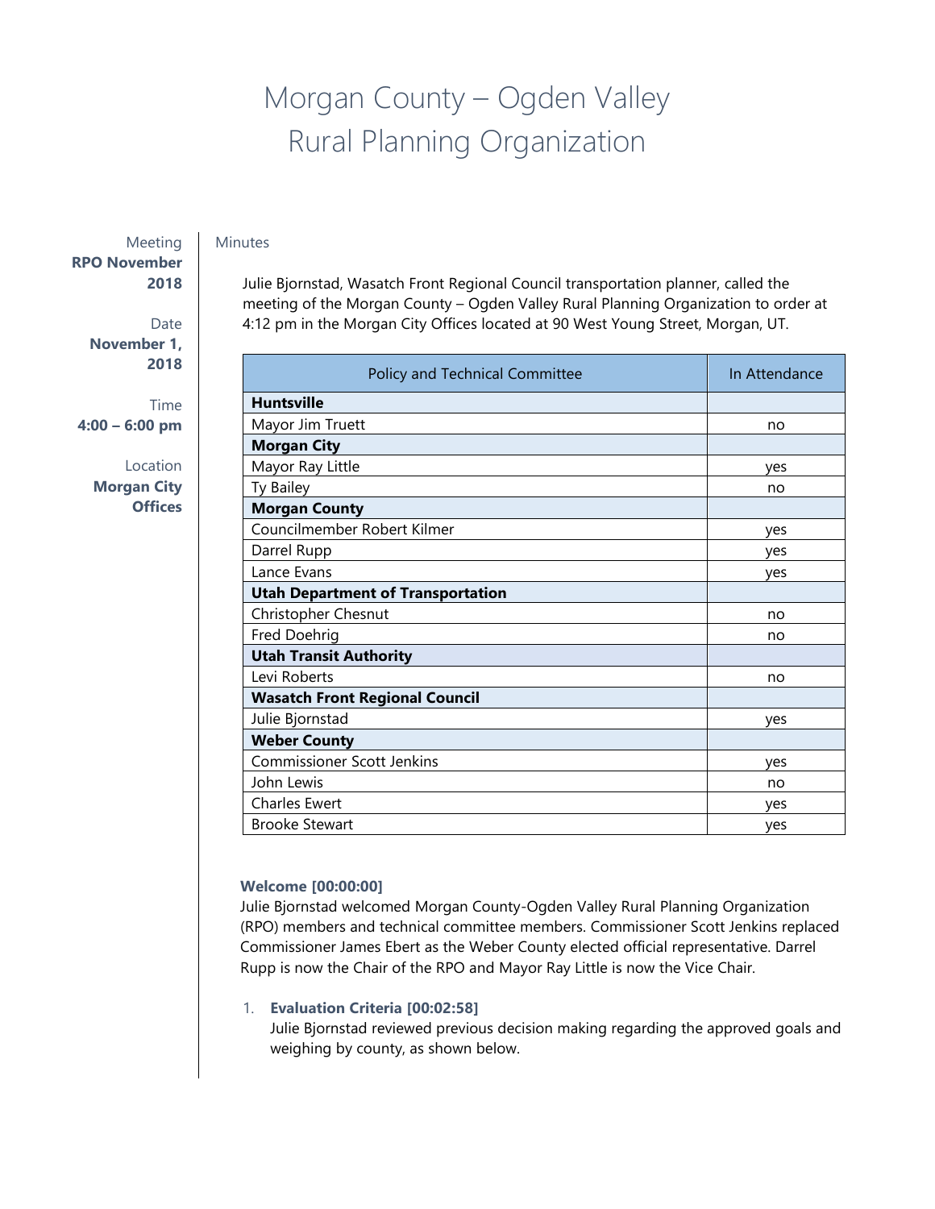# Morgan County – Ogden Valley Rural Planning Organization

Meeting
**RPO November 2018**

Date
**November 1, 2018**

Time
**4:00 – 6:00 pm**

Location
**Morgan City Offices**

Minutes

Julie Bjornstad, Wasatch Front Regional Council transportation planner, called the meeting of the Morgan County – Ogden Valley Rural Planning Organization to order at 4:12 pm in the Morgan City Offices located at 90 West Young Street, Morgan, UT.

| Policy and Technical Committee | In Attendance |
| --- | --- |
| **Huntsville** | |
| Mayor Jim Truett | no |
| **Morgan City** | |
| Mayor Ray Little | yes |
| Ty Bailey | no |
| **Morgan County** | |
| Councilmember Robert Kilmer | yes |
| Darrel Rupp | yes |
| Lance Evans | yes |
| **Utah Department of Transportation** | |
| Christopher Chesnut | no |
| Fred Doehrig | no |
| **Utah Transit Authority** | |
| Levi Roberts | no |
| **Wasatch Front Regional Council** | |
| Julie Bjornstad | yes |
| **Weber County** | |
| Commissioner Scott Jenkins | yes |
| John Lewis | no |
| Charles Ewert | yes |
| Brooke Stewart | yes |

### Welcome [00:00:00]

Julie Bjornstad welcomed Morgan County-Ogden Valley Rural Planning Organization (RPO) members and technical committee members. Commissioner Scott Jenkins replaced Commissioner James Ebert as the Weber County elected official representative. Darrel Rupp is now the Chair of the RPO and Mayor Ray Little is now the Vice Chair.

1. **Evaluation Criteria [00:02:58]**
   Julie Bjornstad reviewed previous decision making regarding the approved goals and weighing by county, as shown below.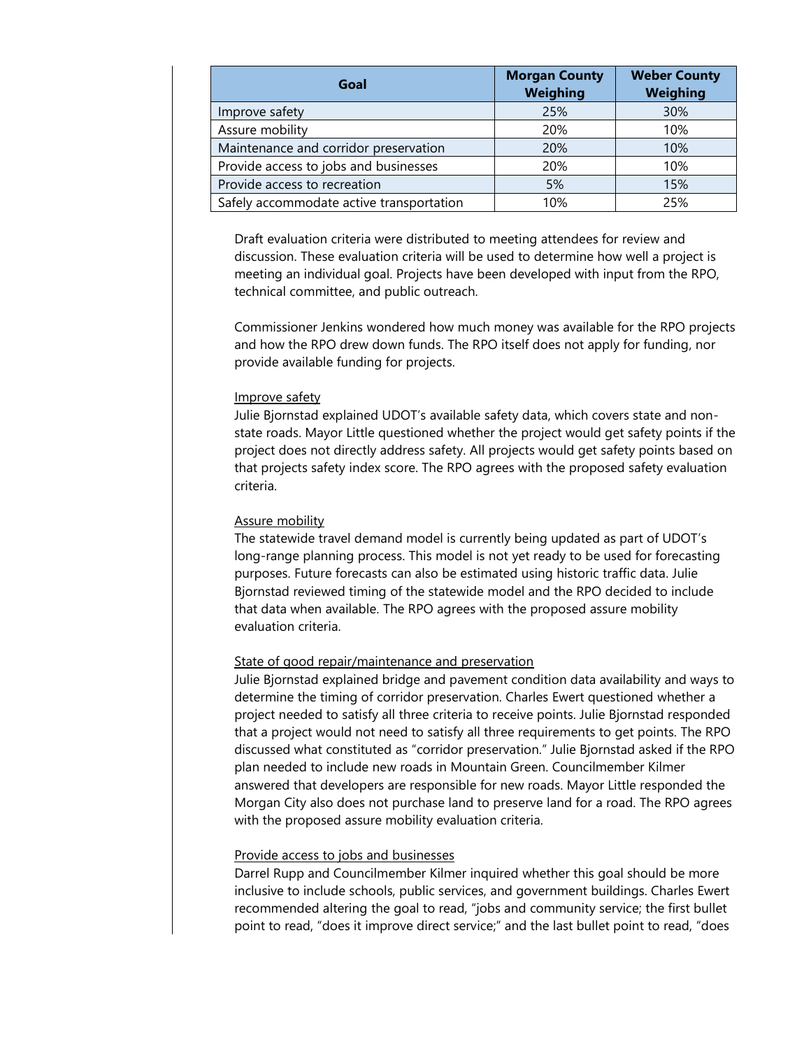| Goal | Morgan County Weighing | Weber County Weighing |
| --- | --- | --- |
| Improve safety | 25% | 30% |
| Assure mobility | 20% | 10% |
| Maintenance and corridor preservation | 20% | 10% |
| Provide access to jobs and businesses | 20% | 10% |
| Provide access to recreation | 5% | 15% |
| Safely accommodate active transportation | 10% | 25% |

Draft evaluation criteria were distributed to meeting attendees for review and discussion. These evaluation criteria will be used to determine how well a project is meeting an individual goal. Projects have been developed with input from the RPO, technical committee, and public outreach.

Commissioner Jenkins wondered how much money was available for the RPO projects and how the RPO drew down funds. The RPO itself does not apply for funding, nor provide available funding for projects.

Improve safety

Julie Bjornstad explained UDOT's available safety data, which covers state and non-state roads. Mayor Little questioned whether the project would get safety points if the project does not directly address safety. All projects would get safety points based on that projects safety index score. The RPO agrees with the proposed safety evaluation criteria.

Assure mobility

The statewide travel demand model is currently being updated as part of UDOT's long-range planning process. This model is not yet ready to be used for forecasting purposes. Future forecasts can also be estimated using historic traffic data. Julie Bjornstad reviewed timing of the statewide model and the RPO decided to include that data when available. The RPO agrees with the proposed assure mobility evaluation criteria.

State of good repair/maintenance and preservation

Julie Bjornstad explained bridge and pavement condition data availability and ways to determine the timing of corridor preservation. Charles Ewert questioned whether a project needed to satisfy all three criteria to receive points. Julie Bjornstad responded that a project would not need to satisfy all three requirements to get points. The RPO discussed what constituted as "corridor preservation." Julie Bjornstad asked if the RPO plan needed to include new roads in Mountain Green. Councilmember Kilmer answered that developers are responsible for new roads. Mayor Little responded the Morgan City also does not purchase land to preserve land for a road. The RPO agrees with the proposed assure mobility evaluation criteria.

Provide access to jobs and businesses

Darrel Rupp and Councilmember Kilmer inquired whether this goal should be more inclusive to include schools, public services, and government buildings. Charles Ewert recommended altering the goal to read, "jobs and community service; the first bullet point to read, "does it improve direct service;" and the last bullet point to read, "does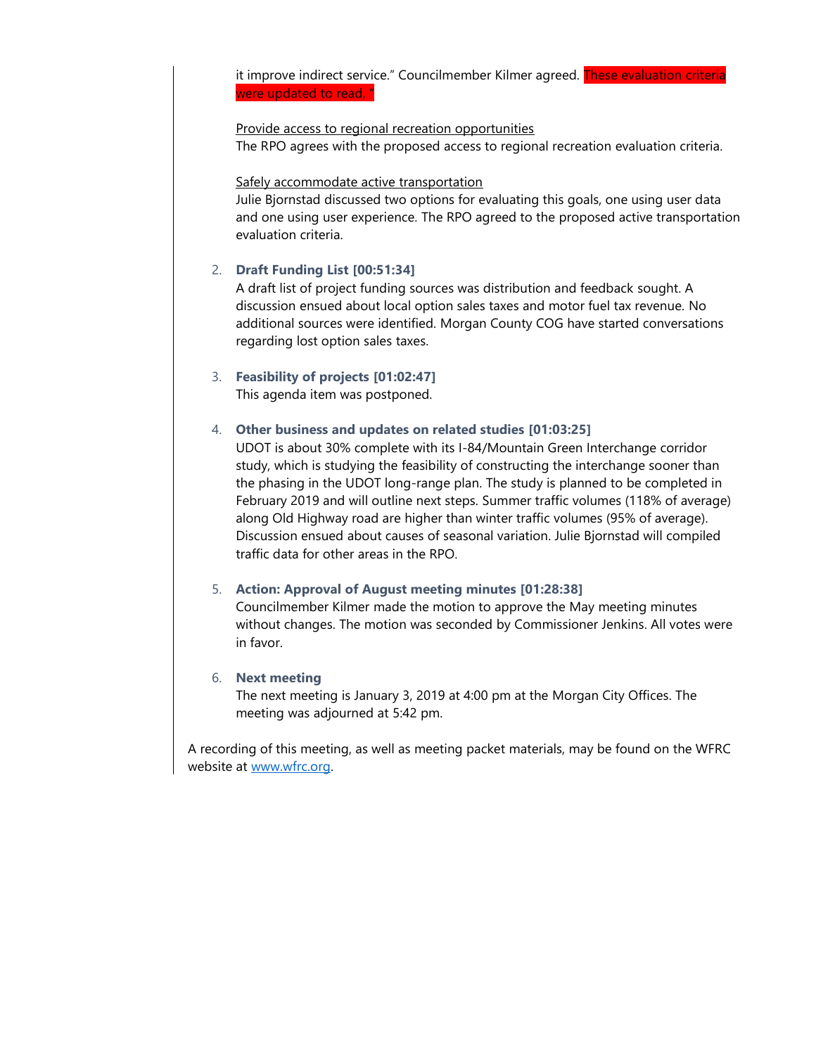it improve indirect service." Councilmember Kilmer agreed. These evaluation criteria were updated to read, "

Provide access to regional recreation opportunities
The RPO agrees with the proposed access to regional recreation evaluation criteria.

Safely accommodate active transportation
Julie Bjornstad discussed two options for evaluating this goals, one using user data and one using user experience. The RPO agreed to the proposed active transportation evaluation criteria.

2. **Draft Funding List [00:51:34]**
   A draft list of project funding sources was distribution and feedback sought. A discussion ensued about local option sales taxes and motor fuel tax revenue. No additional sources were identified. Morgan County COG have started conversations regarding lost option sales taxes.

3. **Feasibility of projects [01:02:47]**
   This agenda item was postponed.

4. **Other business and updates on related studies [01:03:25]**
   UDOT is about 30% complete with its I-84/Mountain Green Interchange corridor study, which is studying the feasibility of constructing the interchange sooner than the phasing in the UDOT long-range plan. The study is planned to be completed in February 2019 and will outline next steps. Summer traffic volumes (118% of average) along Old Highway road are higher than winter traffic volumes (95% of average). Discussion ensued about causes of seasonal variation. Julie Bjornstad will compiled traffic data for other areas in the RPO.

5. **Action: Approval of August meeting minutes [01:28:38]**
   Councilmember Kilmer made the motion to approve the May meeting minutes without changes. The motion was seconded by Commissioner Jenkins. All votes were in favor.

6. **Next meeting**
   The next meeting is January 3, 2019 at 4:00 pm at the Morgan City Offices. The meeting was adjourned at 5:42 pm.

A recording of this meeting, as well as meeting packet materials, may be found on the WFRC website at www.wfrc.org.